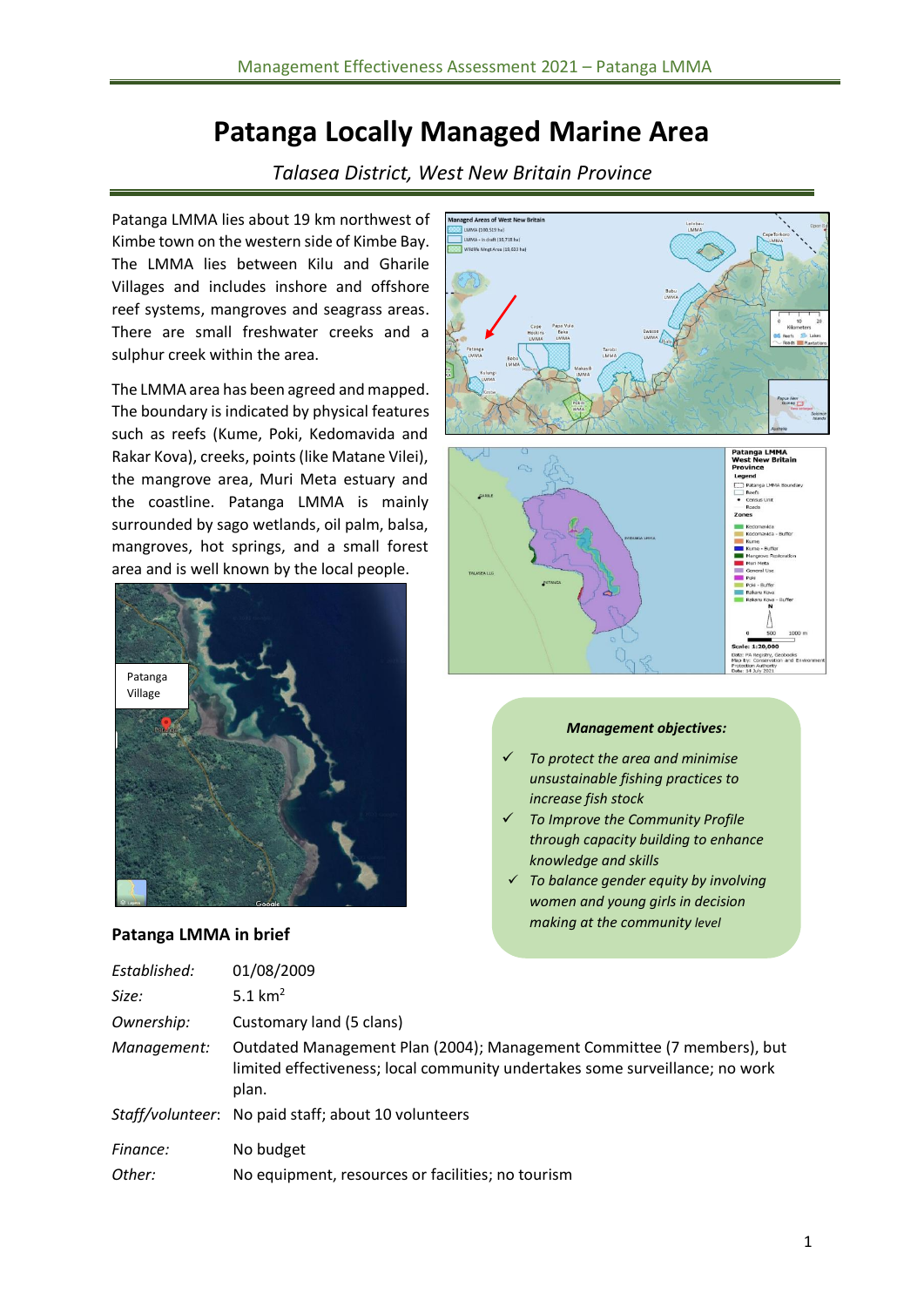# Patanga Locally Managed Marine Area

*Talasea District, West New Britain Province*

Patanga LMMA lies about 19 km northwest of Kimbe town on the western side of Kimbe Bay. The LMMA lies between Kilu and Gharile Villages and includes inshore and offshore reef systems, mangroves and seagrass areas. There are small freshwater creeks and a sulphur creek within the area.

The LMMA area has been agreed and mapped. The boundary is indicated by physical features such as reefs (Kume, Poki, Kedomavida and Rakar Kova), creeks, points (like Matane Vilei), the mangrove area, Muri Meta estuary and the coastline. Patanga LMMA is mainly surrounded by sago wetlands, oil palm, balsa, mangroves, hot springs, and a small forest area and is well known by the local people.

***Management objectives:***

- ✓ *To protect the area and minimise unsustainable fishing practices to increase fish stock*
- ✓ *To Improve the Community Profile through capacity building to enhance knowledge and skills*
- ✓ *To balance gender equity by involving women and young girls in decision making at the community level*

### Patanga LMMA in brief

| | |
|---|---|
| *Established:* | 01/08/2009 |
| *Size:* | 5.1 km$^2$ |
| *Ownership:* | Customary land (5 clans) |
| *Management:* | Outdated Management Plan (2004); Management Committee (7 members), but limited effectiveness; local community undertakes some surveillance; no work plan. |
| *Staff/volunteer:* | No paid staff; about 10 volunteers |
| *Finance:* | No budget |
| *Other:* | No equipment, resources or facilities; no tourism |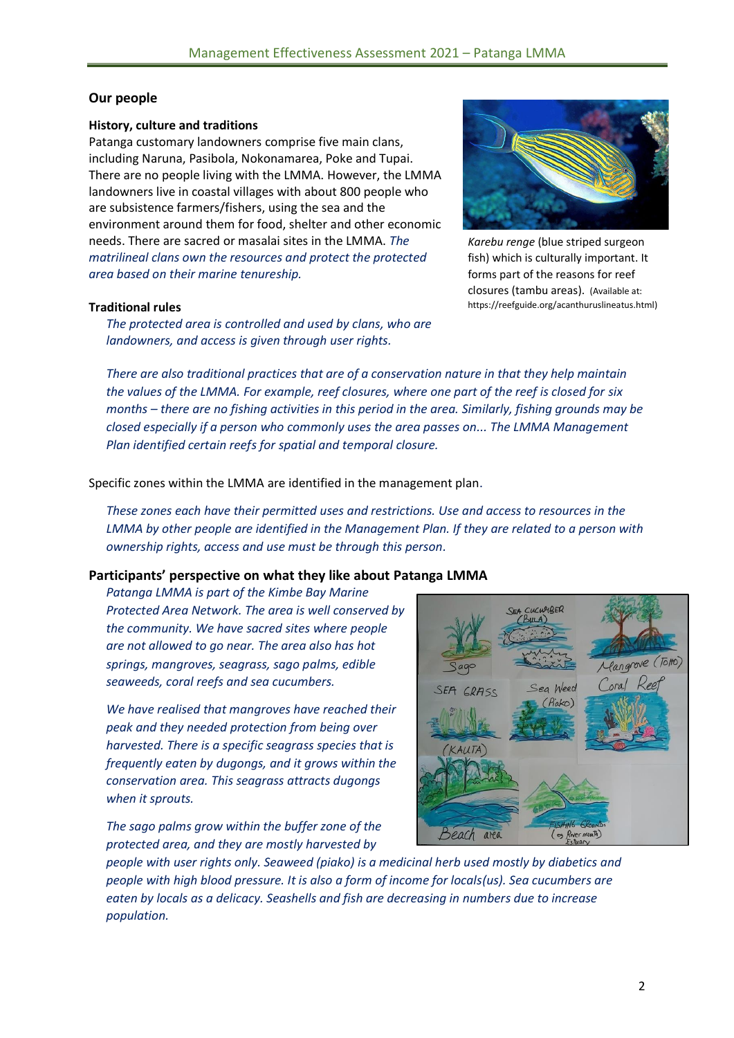## Our people

### History, culture and traditions

Patanga customary landowners comprise five main clans, including Naruna, Pasibola, Nokonamarea, Poke and Tupai. There are no people living with the LMMA. However, the LMMA landowners live in coastal villages with about 800 people who are subsistence farmers/fishers, using the sea and the environment around them for food, shelter and other economic needs. There are sacred or masalai sites in the LMMA. *The matrilineal clans own the resources and protect the protected area based on their marine tenureship.*

*Karebu renge* (blue striped surgeon fish) which is culturally important. It forms part of the reasons for reef closures (tambu areas). (Available at: https://reefguide.org/acanthuruslineatus.html)

### Traditional rules

*The protected area is controlled and used by clans, who are landowners, and access is given through user rights.*

*There are also traditional practices that are of a conservation nature in that they help maintain the values of the LMMA. For example, reef closures, where one part of the reef is closed for six months – there are no fishing activities in this period in the area. Similarly, fishing grounds may be closed especially if a person who commonly uses the area passes on... The LMMA Management Plan identified certain reefs for spatial and temporal closure.*

Specific zones within the LMMA are identified in the management plan.

*These zones each have their permitted uses and restrictions. Use and access to resources in the LMMA by other people are identified in the Management Plan. If they are related to a person with ownership rights, access and use must be through this person.*

### Participants' perspective on what they like about Patanga LMMA

*Patanga LMMA is part of the Kimbe Bay Marine Protected Area Network. The area is well conserved by the community. We have sacred sites where people are not allowed to go near. The area also has hot springs, mangroves, seagrass, sago palms, edible seaweeds, coral reefs and sea cucumbers.*

*We have realised that mangroves have reached their peak and they needed protection from being over harvested. There is a specific seagrass species that is frequently eaten by dugongs, and it grows within the conservation area. This seagrass attracts dugongs when it sprouts.*

*The sago palms grow within the buffer zone of the protected area, and they are mostly harvested by people with user rights only. Seaweed (piako) is a medicinal herb used mostly by diabetics and people with high blood pressure. It is also a form of income for locals(us). Sea cucumbers are eaten by locals as a delicacy. Seashells and fish are decreasing in numbers due to increase population.*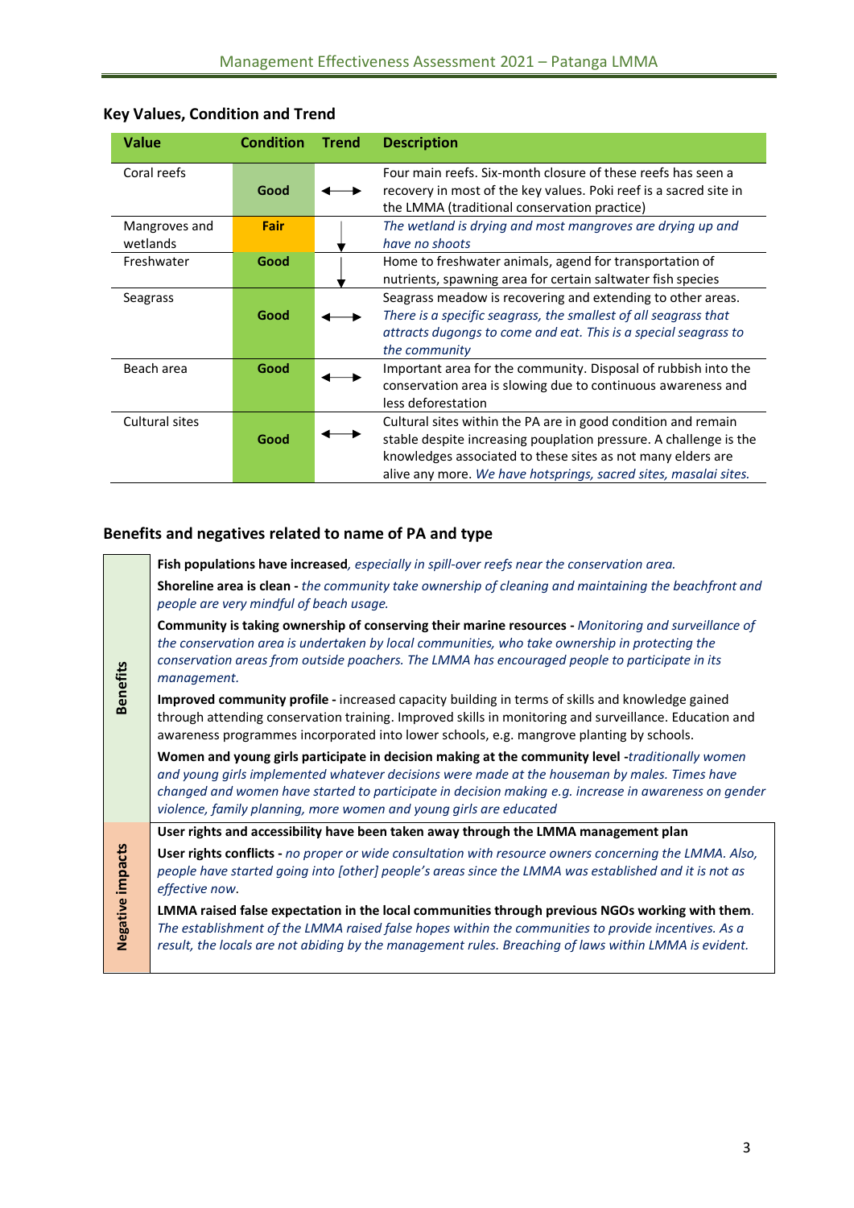## Key Values, Condition and Trend

| Value | Condition | Trend | Description |
|---|---|---|---|
| Coral reefs | Good | ↔ | Four main reefs. Six-month closure of these reefs has seen a recovery in most of the key values. Poki reef is a sacred site in the LMMA (traditional conservation practice) |
| Mangroves and wetlands | Fair | ↓ | *The wetland is drying and most mangroves are drying up and have no shoots* |
| Freshwater | Good | ↓ | Home to freshwater animals, agend for transportation of nutrients, spawning area for certain saltwater fish species |
| Seagrass | Good | ↔ | Seagrass meadow is recovering and extending to other areas. *There is a specific seagrass, the smallest of all seagrass that attracts dugongs to come and eat. This is a special seagrass to the community* |
| Beach area | Good | ↔ | Important area for the community. Disposal of rubbish into the conservation area is slowing due to continuous awareness and less deforestation |
| Cultural sites | Good | ↔ | Cultural sites within the PA are in good condition and remain stable despite increasing pouplation pressure. A challenge is the knowledges associated to these sites as not many elders are alive any more. *We have hotsprings, sacred sites, masalai sites.* |

## Benefits and negatives related to name of PA and type

| | |
|---|---|
| **Benefits** | **Fish populations have increased**, *especially in spill-over reefs near the conservation area.*<br><br>**Shoreline area is clean -** *the community take ownership of cleaning and maintaining the beachfront and people are very mindful of beach usage.*<br><br>**Community is taking ownership of conserving their marine resources -** *Monitoring and surveillance of the conservation area is undertaken by local communities, who take ownership in protecting the conservation areas from outside poachers. The LMMA has encouraged people to participate in its management.*<br><br>**Improved community profile -** increased capacity building in terms of skills and knowledge gained through attending conservation training. Improved skills in monitoring and surveillance. Education and awareness programmes incorporated into lower schools, e.g. mangrove planting by schools.<br><br>**Women and young girls participate in decision making at the community level -***traditionally women and young girls implemented whatever decisions were made at the houseman by males. Times have changed and women have started to participate in decision making e.g. increase in awareness on gender violence, family planning, more women and young girls are educated* |
| **Negative impacts** | **User rights and accessibility have been taken away through the LMMA management plan**<br><br>**User rights conflicts -** *no proper or wide consultation with resource owners concerning the LMMA. Also, people have started going into [other] people's areas since the LMMA was established and it is not as effective now.*<br><br>**LMMA raised false expectation in the local communities through previous NGOs working with them**. *The establishment of the LMMA raised false hopes within the communities to provide incentives. As a result, the locals are not abiding by the management rules. Breaching of laws within LMMA is evident.* |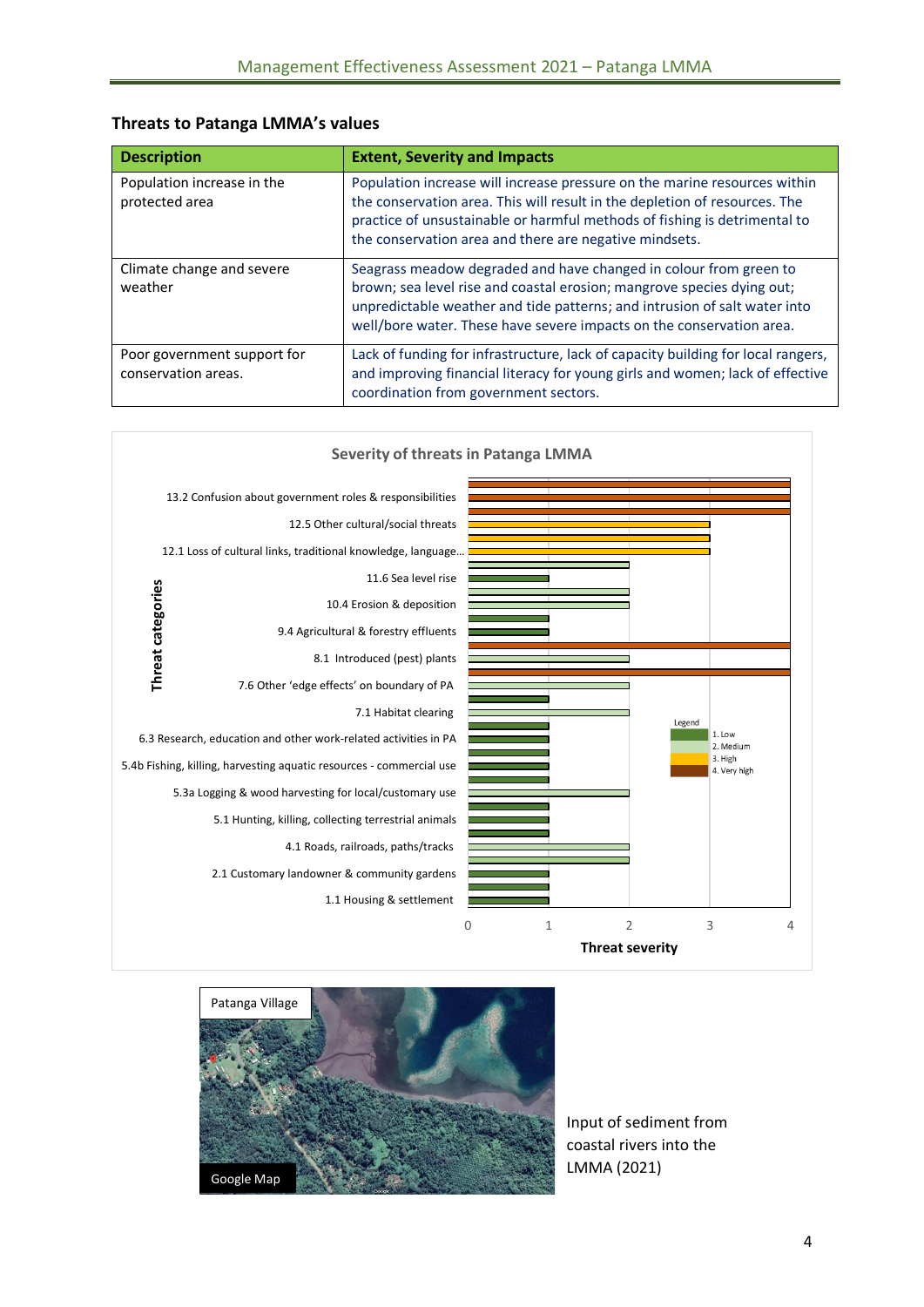### Threats to Patanga LMMA's values

| Description | Extent, Severity and Impacts |
|---|---|
| Population increase in the protected area | Population increase will increase pressure on the marine resources within the conservation area. This will result in the depletion of resources. The practice of unsustainable or harmful methods of fishing is detrimental to the conservation area and there are negative mindsets. |
| Climate change and severe weather | Seagrass meadow degraded and have changed in colour from green to brown; sea level rise and coastal erosion; mangrove species dying out; unpredictable weather and tide patterns; and intrusion of salt water into well/bore water. These have severe impacts on the conservation area. |
| Poor government support for conservation areas. | Lack of funding for infrastructure, lack of capacity building for local rangers, and improving financial literacy for young girls and women; lack of effective coordination from government sectors. |

Severity of threats in Patanga LMMA

Threat categories: 13.2 Confusion about government roles & responsibilities; 12.5 Other cultural/social threats; 12.1 Loss of cultural links, traditional knowledge, language…; 11.6 Sea level rise; 10.4 Erosion & deposition; 9.4 Agricultural & forestry effluents; 8.1 Introduced (pest) plants; 7.6 Other 'edge effects' on boundary of PA; 7.1 Habitat clearing; 6.3 Research, education and other work-related activities in PA; 5.4b Fishing, killing, harvesting aquatic resources - commercial use; 5.3a Logging & wood harvesting for local/customary use; 5.1 Hunting, killing, collecting terrestrial animals; 4.1 Roads, railroads, paths/tracks; 2.1 Customary landowner & community gardens; 1.1 Housing & settlement

Threat severity (0–4). Legend: 1. Low; 2. Medium; 3. High; 4. Very high

Patanga Village

Google Map

Input of sediment from coastal rivers into the LMMA (2021)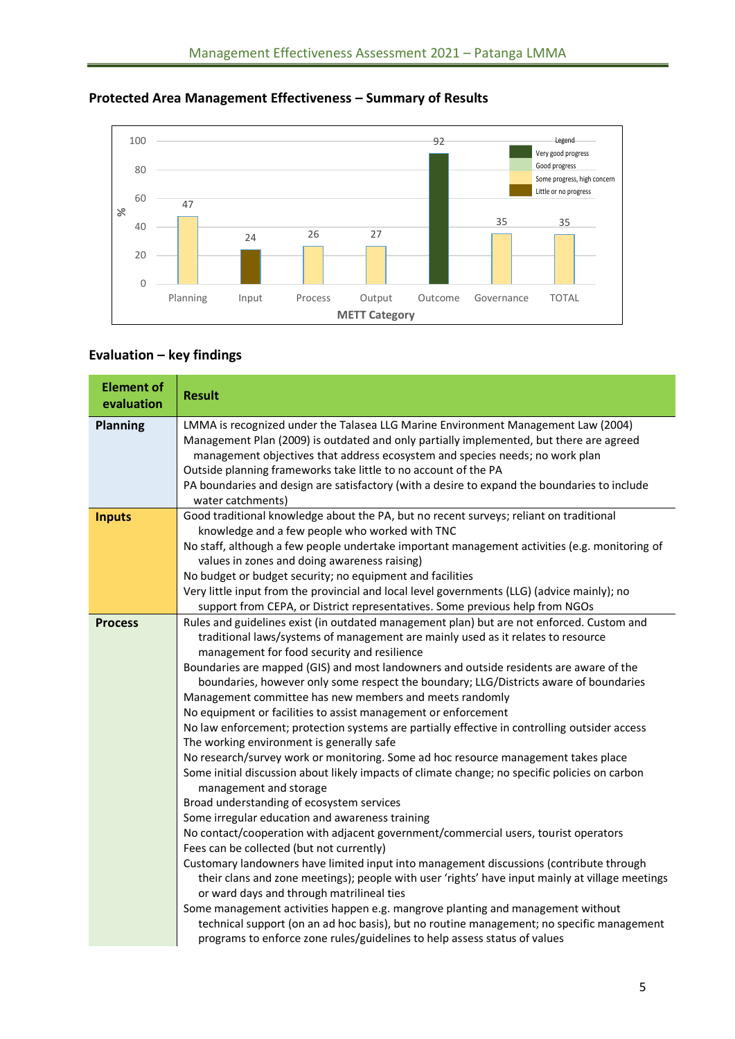## Protected Area Management Effectiveness – Summary of Results

| METT Category | % |
|---|---|
| Planning | 47 |
| Input | 24 |
| Process | 26 |
| Output | 27 |
| Outcome | 92 |
| Governance | 35 |
| TOTAL | 35 |

Legend: Very good progress; Good progress; Some progress, high concern; Little or no progress

## Evaluation – key findings

| Element of evaluation | Result |
|---|---|
| **Planning** | LMMA is recognized under the Talasea LLG Marine Environment Management Law (2004)<br>Management Plan (2009) is outdated and only partially implemented, but there are agreed management objectives that address ecosystem and species needs; no work plan<br>Outside planning frameworks take little to no account of the PA<br>PA boundaries and design are satisfactory (with a desire to expand the boundaries to include water catchments) |
| **Inputs** | Good traditional knowledge about the PA, but no recent surveys; reliant on traditional knowledge and a few people who worked with TNC<br>No staff, although a few people undertake important management activities (e.g. monitoring of values in zones and doing awareness raising)<br>No budget or budget security; no equipment and facilities<br>Very little input from the provincial and local level governments (LLG) (advice mainly); no support from CEPA, or District representatives. Some previous help from NGOs |
| **Process** | Rules and guidelines exist (in outdated management plan) but are not enforced. Custom and traditional laws/systems of management are mainly used as it relates to resource management for food security and resilience<br>Boundaries are mapped (GIS) and most landowners and outside residents are aware of the boundaries, however only some respect the boundary; LLG/Districts aware of boundaries<br>Management committee has new members and meets randomly<br>No equipment or facilities to assist management or enforcement<br>No law enforcement; protection systems are partially effective in controlling outsider access<br>The working environment is generally safe<br>No research/survey work or monitoring. Some ad hoc resource management takes place<br>Some initial discussion about likely impacts of climate change; no specific policies on carbon management and storage<br>Broad understanding of ecosystem services<br>Some irregular education and awareness training<br>No contact/cooperation with adjacent government/commercial users, tourist operators<br>Fees can be collected (but not currently)<br>Customary landowners have limited input into management discussions (contribute through their clans and zone meetings); people with user 'rights' have input mainly at village meetings or ward days and through matrilineal ties<br>Some management activities happen e.g. mangrove planting and management without technical support (on an ad hoc basis), but no routine management; no specific management programs to enforce zone rules/guidelines to help assess status of values |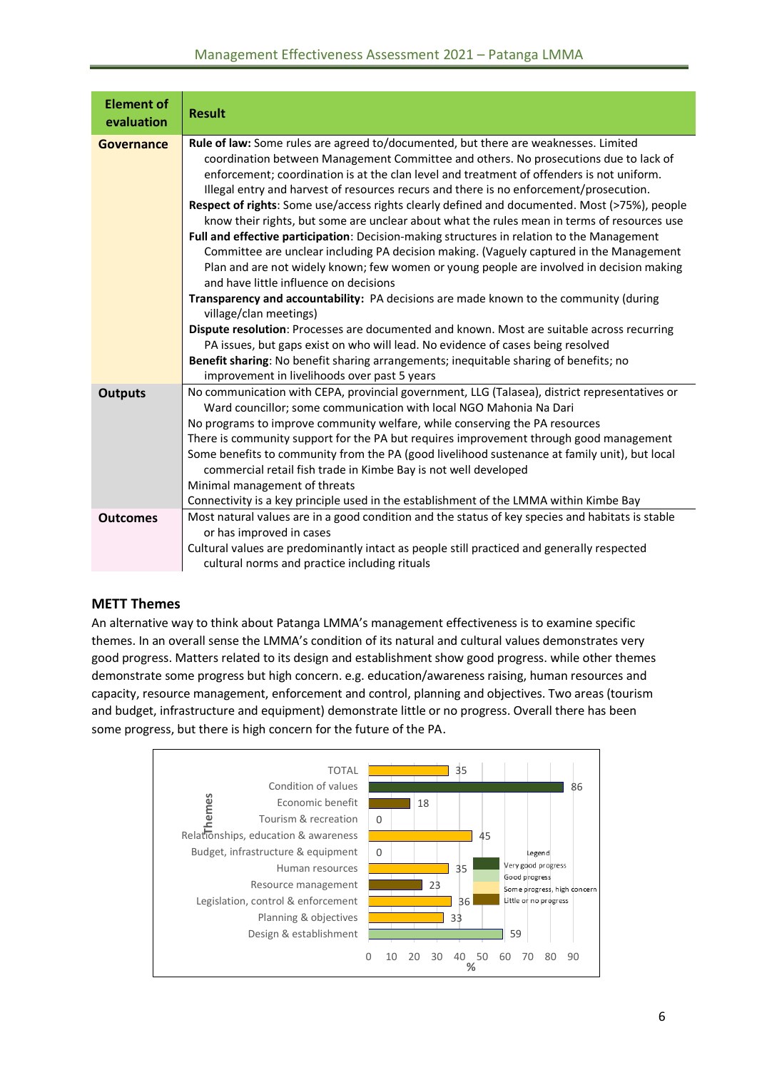| Element of evaluation | Result |
|---|---|
| **Governance** | **Rule of law:** Some rules are agreed to/documented, but there are weaknesses. Limited coordination between Management Committee and others. No prosecutions due to lack of enforcement; coordination is at the clan level and treatment of offenders is not uniform. Illegal entry and harvest of resources recurs and there is no enforcement/prosecution.<br>**Respect of rights**: Some use/access rights clearly defined and documented. Most (>75%), people know their rights, but some are unclear about what the rules mean in terms of resources use<br>**Full and effective participation**: Decision-making structures in relation to the Management Committee are unclear including PA decision making. (Vaguely captured in the Management Plan and are not widely known; few women or young people are involved in decision making and have little influence on decisions<br>**Transparency and accountability:** PA decisions are made known to the community (during village/clan meetings)<br>**Dispute resolution**: Processes are documented and known. Most are suitable across recurring PA issues, but gaps exist on who will lead. No evidence of cases being resolved<br>**Benefit sharing**: No benefit sharing arrangements; inequitable sharing of benefits; no improvement in livelihoods over past 5 years |
| **Outputs** | No communication with CEPA, provincial government, LLG (Talasea), district representatives or Ward councillor; some communication with local NGO Mahonia Na Dari<br>No programs to improve community welfare, while conserving the PA resources<br>There is community support for the PA but requires improvement through good management<br>Some benefits to community from the PA (good livelihood sustenance at family unit), but local commercial retail fish trade in Kimbe Bay is not well developed<br>Minimal management of threats<br>Connectivity is a key principle used in the establishment of the LMMA within Kimbe Bay |
| **Outcomes** | Most natural values are in a good condition and the status of key species and habitats is stable or has improved in cases<br>Cultural values are predominantly intact as people still practiced and generally respected cultural norms and practice including rituals |

## METT Themes

An alternative way to think about Patanga LMMA's management effectiveness is to examine specific themes. In an overall sense the LMMA's condition of its natural and cultural values demonstrates very good progress. Matters related to its design and establishment show good progress. while other themes demonstrate some progress but high concern. e.g. education/awareness raising, human resources and capacity, resource management, enforcement and control, planning and objectives. Two areas (tourism and budget, infrastructure and equipment) demonstrate little or no progress. Overall there has been some progress, but there is high concern for the future of the PA.

| Themes | % |
|---|---|
| TOTAL | 35 |
| Condition of values | 86 |
| Economic benefit | 18 |
| Tourism & recreation | 0 |
| Relationships, education & awareness | 45 |
| Budget, infrastructure & equipment | 0 |
| Human resources | 35 |
| Resource management | 23 |
| Legislation, control & enforcement | 36 |
| Planning & objectives | 33 |
| Design & establishment | 59 |

Legend: Very good progress; Good progress; Some progress, high concern; Little or no progress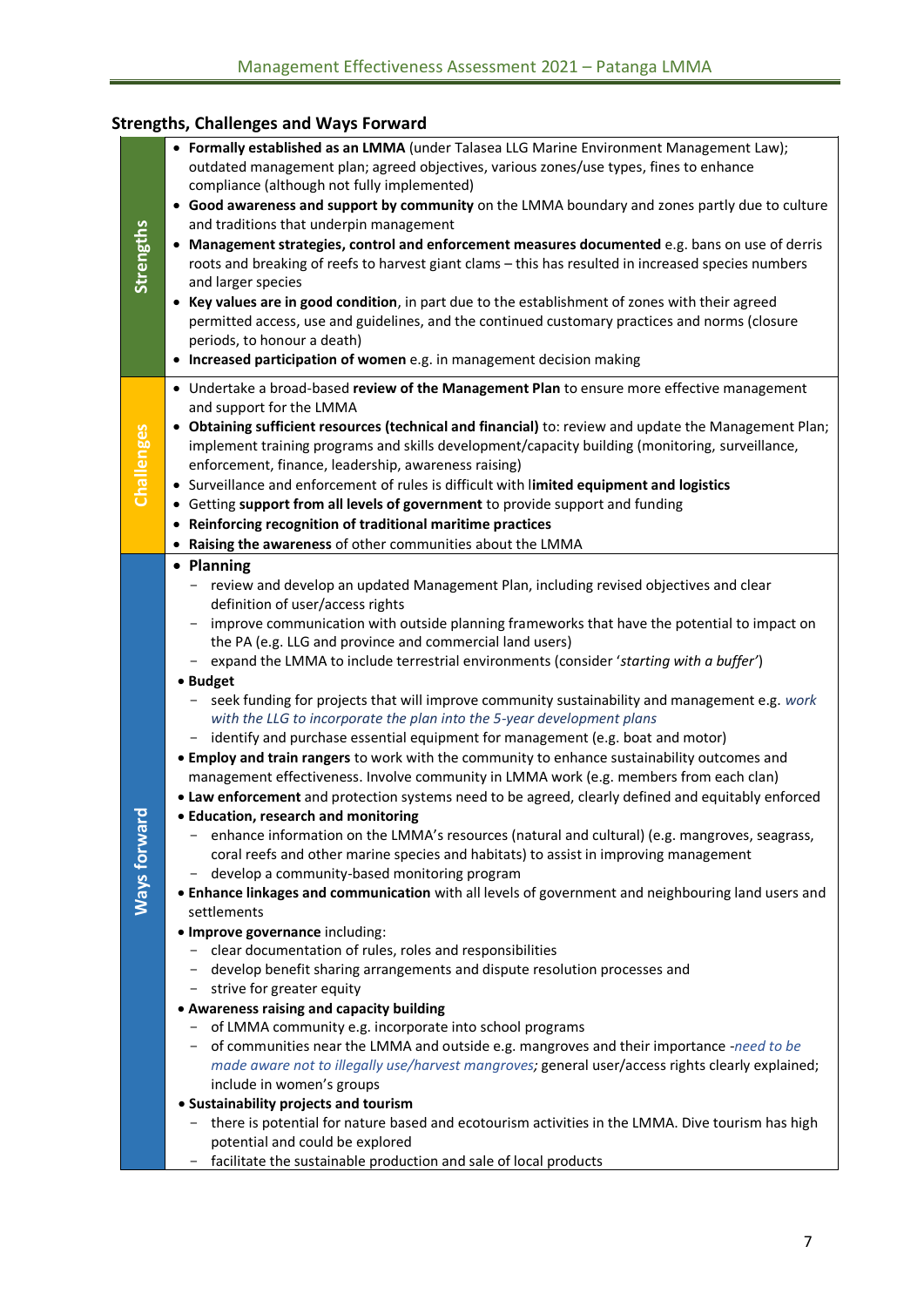## Strengths, Challenges and Ways Forward

| | |
|---|---|
| **Strengths** | • **Formally established as an LMMA** (under Talasea LLG Marine Environment Management Law); outdated management plan; agreed objectives, various zones/use types, fines to enhance compliance (although not fully implemented)<br>• **Good awareness and support by community** on the LMMA boundary and zones partly due to culture and traditions that underpin management<br>• **Management strategies, control and enforcement measures documented** e.g. bans on use of derris roots and breaking of reefs to harvest giant clams – this has resulted in increased species numbers and larger species<br>• **Key values are in good condition**, in part due to the establishment of zones with their agreed permitted access, use and guidelines, and the continued customary practices and norms (closure periods, to honour a death)<br>• **Increased participation of women** e.g. in management decision making |
| **Challenges** | • Undertake a broad-based **review of the Management Plan** to ensure more effective management and support for the LMMA<br>• **Obtaining sufficient resources (technical and financial)** to: review and update the Management Plan; implement training programs and skills development/capacity building (monitoring, surveillance, enforcement, finance, leadership, awareness raising)<br>• Surveillance and enforcement of rules is difficult with l**imited equipment and logistics**<br>• Getting **support from all levels of government** to provide support and funding<br>• **Reinforcing recognition of traditional maritime practices**<br>• **Raising the awareness** of other communities about the LMMA |
| **Ways forward** | • **Planning**<br>− review and develop an updated Management Plan, including revised objectives and clear definition of user/access rights<br>− improve communication with outside planning frameworks that have the potential to impact on the PA (e.g. LLG and province and commercial land users)<br>− expand the LMMA to include terrestrial environments (consider '*starting with a buffer*')<br>• **Budget**<br>− seek funding for projects that will improve community sustainability and management e.g. *work with the LLG to incorporate the plan into the 5-year development plans*<br>− identify and purchase essential equipment for management (e.g. boat and motor)<br>• **Employ and train rangers** to work with the community to enhance sustainability outcomes and management effectiveness. Involve community in LMMA work (e.g. members from each clan)<br>• **Law enforcement** and protection systems need to be agreed, clearly defined and equitably enforced<br>• **Education, research and monitoring**<br>− enhance information on the LMMA's resources (natural and cultural) (e.g. mangroves, seagrass, coral reefs and other marine species and habitats) to assist in improving management<br>− develop a community-based monitoring program<br>• **Enhance linkages and communication** with all levels of government and neighbouring land users and settlements<br>• **Improve governance** including:<br>− clear documentation of rules, roles and responsibilities<br>− develop benefit sharing arrangements and dispute resolution processes and<br>− strive for greater equity<br>• **Awareness raising and capacity building**<br>− of LMMA community e.g. incorporate into school programs<br>− of communities near the LMMA and outside e.g. mangroves and their importance -*need to be made aware not to illegally use/harvest mangroves*; general user/access rights clearly explained; include in women's groups<br>• **Sustainability projects and tourism**<br>− there is potential for nature based and ecotourism activities in the LMMA. Dive tourism has high potential and could be explored<br>− facilitate the sustainable production and sale of local products |